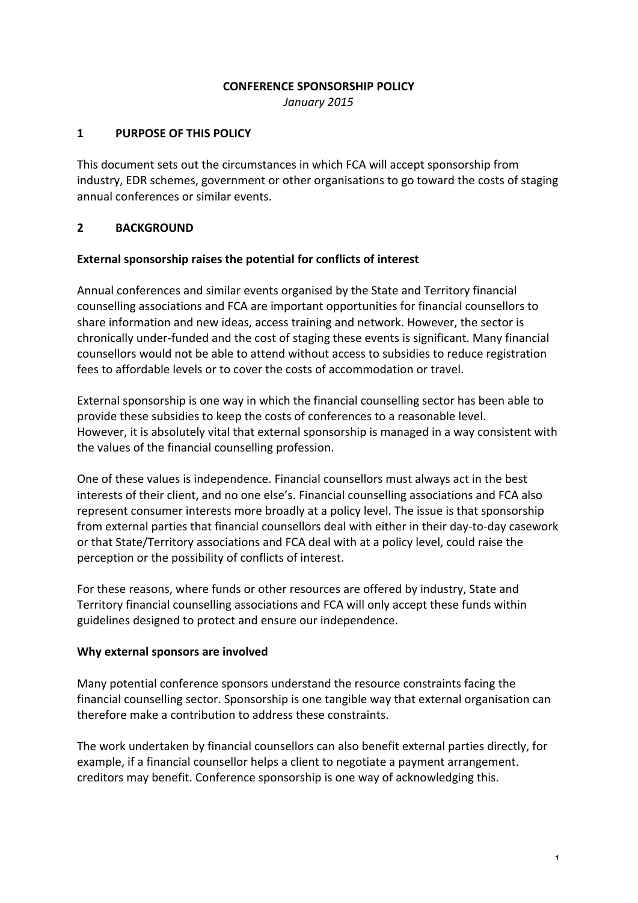# CONFERENCE SPONSORSHIP POLICY

*January 2015*

## 1 PURPOSE OF THIS POLICY

This document sets out the circumstances in which FCA will accept sponsorship from industry, EDR schemes, government or other organisations to go toward the costs of staging annual conferences or similar events.

## 2 BACKGROUND

### External sponsorship raises the potential for conflicts of interest

Annual conferences and similar events organised by the State and Territory financial counselling associations and FCA are important opportunities for financial counsellors to share information and new ideas, access training and network. However, the sector is chronically under-funded and the cost of staging these events is significant. Many financial counsellors would not be able to attend without access to subsidies to reduce registration fees to affordable levels or to cover the costs of accommodation or travel.

External sponsorship is one way in which the financial counselling sector has been able to provide these subsidies to keep the costs of conferences to a reasonable level. However, it is absolutely vital that external sponsorship is managed in a way consistent with the values of the financial counselling profession.

One of these values is independence. Financial counsellors must always act in the best interests of their client, and no one else's. Financial counselling associations and FCA also represent consumer interests more broadly at a policy level. The issue is that sponsorship from external parties that financial counsellors deal with either in their day-to-day casework or that State/Territory associations and FCA deal with at a policy level, could raise the perception or the possibility of conflicts of interest.

For these reasons, where funds or other resources are offered by industry, State and Territory financial counselling associations and FCA will only accept these funds within guidelines designed to protect and ensure our independence.

### Why external sponsors are involved

Many potential conference sponsors understand the resource constraints facing the financial counselling sector. Sponsorship is one tangible way that external organisation can therefore make a contribution to address these constraints.

The work undertaken by financial counsellors can also benefit external parties directly, for example, if a financial counsellor helps a client to negotiate a payment arrangement. creditors may benefit. Conference sponsorship is one way of acknowledging this.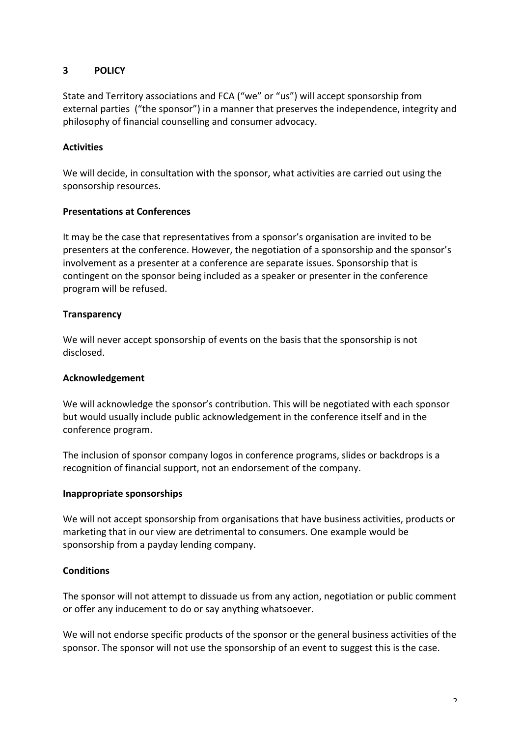## 3 POLICY

State and Territory associations and FCA ("we" or "us") will accept sponsorship from external parties ("the sponsor") in a manner that preserves the independence, integrity and philosophy of financial counselling and consumer advocacy.

**Activities**

We will decide, in consultation with the sponsor, what activities are carried out using the sponsorship resources.

**Presentations at Conferences**

It may be the case that representatives from a sponsor's organisation are invited to be presenters at the conference. However, the negotiation of a sponsorship and the sponsor's involvement as a presenter at a conference are separate issues. Sponsorship that is contingent on the sponsor being included as a speaker or presenter in the conference program will be refused.

**Transparency**

We will never accept sponsorship of events on the basis that the sponsorship is not disclosed.

**Acknowledgement**

We will acknowledge the sponsor's contribution. This will be negotiated with each sponsor but would usually include public acknowledgement in the conference itself and in the conference program.

The inclusion of sponsor company logos in conference programs, slides or backdrops is a recognition of financial support, not an endorsement of the company.

**Inappropriate sponsorships**

We will not accept sponsorship from organisations that have business activities, products or marketing that in our view are detrimental to consumers. One example would be sponsorship from a payday lending company.

**Conditions**

The sponsor will not attempt to dissuade us from any action, negotiation or public comment or offer any inducement to do or say anything whatsoever.

We will not endorse specific products of the sponsor or the general business activities of the sponsor. The sponsor will not use the sponsorship of an event to suggest this is the case.